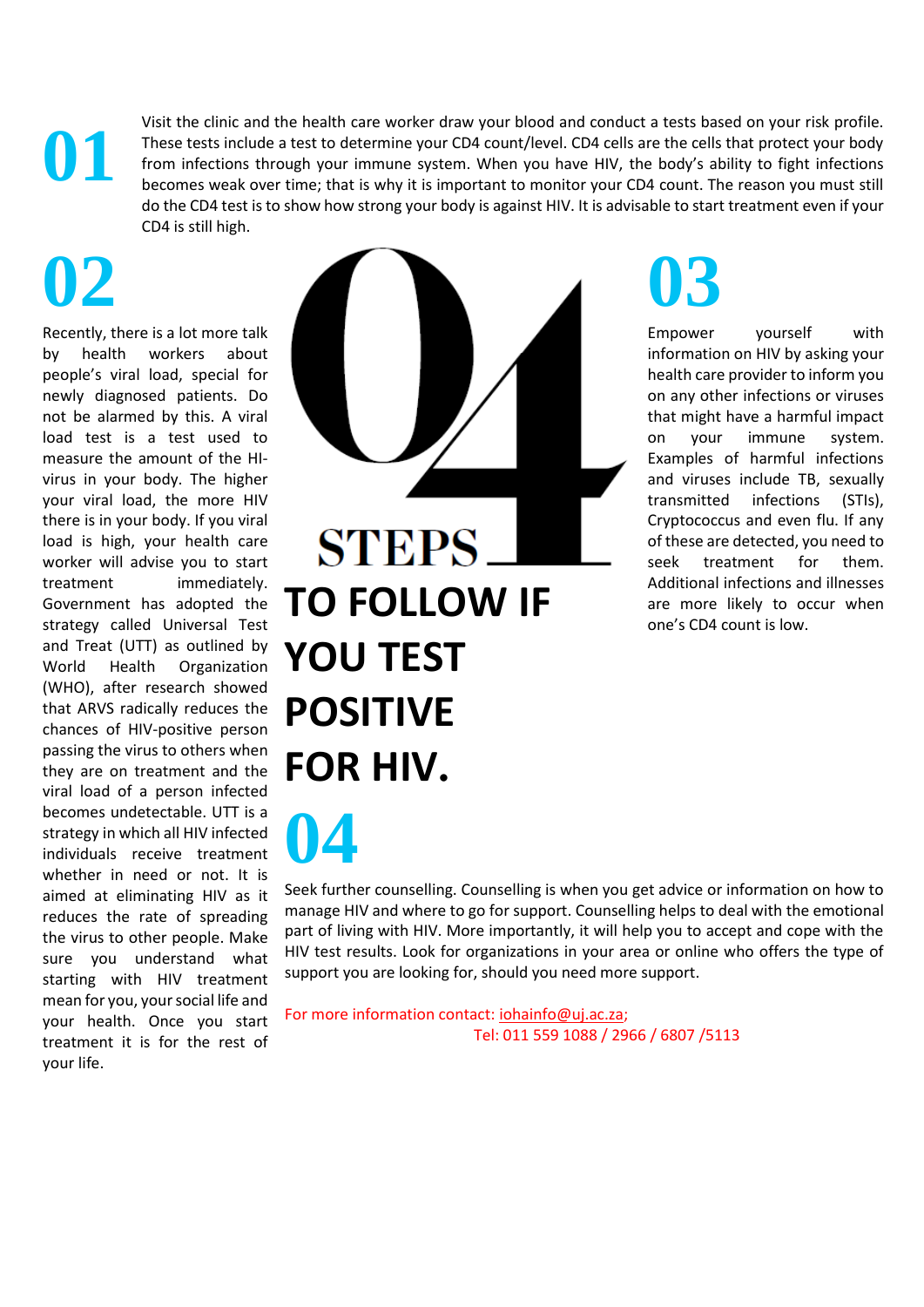# 04 STEPS TO FOLLOW IF YOU TEST POSITIVE FOR HIV.

## 01

Visit the clinic and the health care worker draw your blood and conduct a tests based on your risk profile. These tests include a test to determine your CD4 count/level. CD4 cells are the cells that protect your body from infections through your immune system. When you have HIV, the body's ability to fight infections becomes weak over time; that is why it is important to monitor your CD4 count. The reason you must still do the CD4 test is to show how strong your body is against HIV. It is advisable to start treatment even if your CD4 is still high.

## 02

Recently, there is a lot more talk by health workers about people's viral load, special for newly diagnosed patients. Do not be alarmed by this. A viral load test is a test used to measure the amount of the HI-virus in your body. The higher your viral load, the more HIV there is in your body. If you viral load is high, your health care worker will advise you to start treatment immediately. Government has adopted the strategy called Universal Test and Treat (UTT) as outlined by World Health Organization (WHO), after research showed that ARVS radically reduces the chances of HIV-positive person passing the virus to others when they are on treatment and the viral load of a person infected becomes undetectable. UTT is a strategy in which all HIV infected individuals receive treatment whether in need or not. It is aimed at eliminating HIV as it reduces the rate of spreading the virus to other people. Make sure you understand what starting with HIV treatment mean for you, your social life and your health. Once you start treatment it is for the rest of your life.

## 03

Empower yourself with information on HIV by asking your health care provider to inform you on any other infections or viruses that might have a harmful impact on your immune system. Examples of harmful infections and viruses include TB, sexually transmitted infections (STIs), Cryptococcus and even flu. If any of these are detected, you need to seek treatment for them. Additional infections and illnesses are more likely to occur when one's CD4 count is low.

## 04

Seek further counselling. Counselling is when you get advice or information on how to manage HIV and where to go for support. Counselling helps to deal with the emotional part of living with HIV. More importantly, it will help you to accept and cope with the HIV test results. Look for organizations in your area or online who offers the type of support you are looking for, should you need more support.

For more information contact: iohainfo@uj.ac.za;
Tel: 011 559 1088 / 2966 / 6807 /5113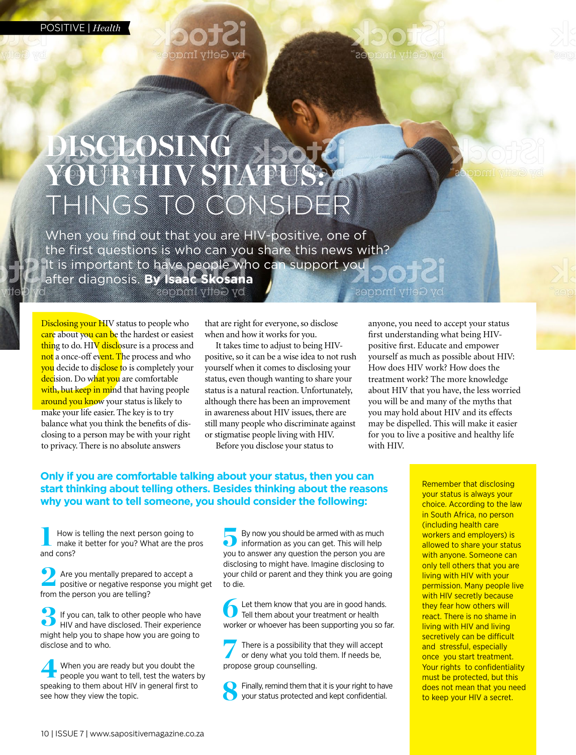# DISCLOSING YOUR HIV STATUS: THINGS TO CONSIDER

When you find out that you are HIV-positive, one of the first questions is who can you share this news with? It is important to have people who can support you after diagnosis. **By Isaac Skosana**

Disclosing your HIV status to people who care about you can be the hardest or easiest thing to do. HIV disclosure is a process and not a once-off event. The process and who you decide to disclose to is completely your decision. Do what you are comfortable with, but keep in mind that having people around you know your status is likely to make your life easier. The key is to try balance what you think the benefits of disclosing to a person may be with your right to privacy. There is no absolute answers that are right for everyone, so disclose when and how it works for you.

It takes time to adjust to being HIV-positive, so it can be a wise idea to not rush yourself when it comes to disclosing your status, even though wanting to share your status is a natural reaction. Unfortunately, although there has been an improvement in awareness about HIV issues, there are still many people who discriminate against or stigmatise people living with HIV.

Before you disclose your status to anyone, you need to accept your status first understanding what being HIV-positive first. Educate and empower yourself as much as possible about HIV: How does HIV work? How does the treatment work? The more knowledge about HIV that you have, the less worried you will be and many of the myths that you may hold about HIV and its effects may be dispelled. This will make it easier for you to live a positive and healthy life with HIV.

**Only if you are comfortable talking about your status, then you can start thinking about telling others. Besides thinking about the reasons why you want to tell someone, you should consider the following:**

1. How is telling the next person going to make it better for you? What are the pros and cons?
2. Are you mentally prepared to accept a positive or negative response you might get from the person you are telling?
3. If you can, talk to other people who have HIV and have disclosed. Their experience might help you to shape how you are going to disclose and to who.
4. When you are ready but you doubt the people you want to tell, test the waters by speaking to them about HIV in general first to see how they view the topic.
5. By now you should be armed with as much information as you can get. This will help you to answer any question the person you are disclosing to might have. Imagine disclosing to your child or parent and they think you are going to die.
6. Let them know that you are in good hands. Tell them about your treatment or health worker or whoever has been supporting you so far.
7. There is a possibility that they will accept or deny what you told them. If needs be, propose group counselling.
8. Finally, remind them that it is your right to have your status protected and kept confidential.

Remember that disclosing your status is always your choice. According to the law in South Africa, no person (including health care workers and employers) is allowed to share your status with anyone. Someone can only tell others that you are living with HIV with your permission. Many people live with HIV secretly because they fear how others will react. There is no shame in living with HIV and living secretively can be difficult and stressful, especially once you start treatment. Your rights to confidentiality must be protected, but this does not mean that you need to keep your HIV a secret.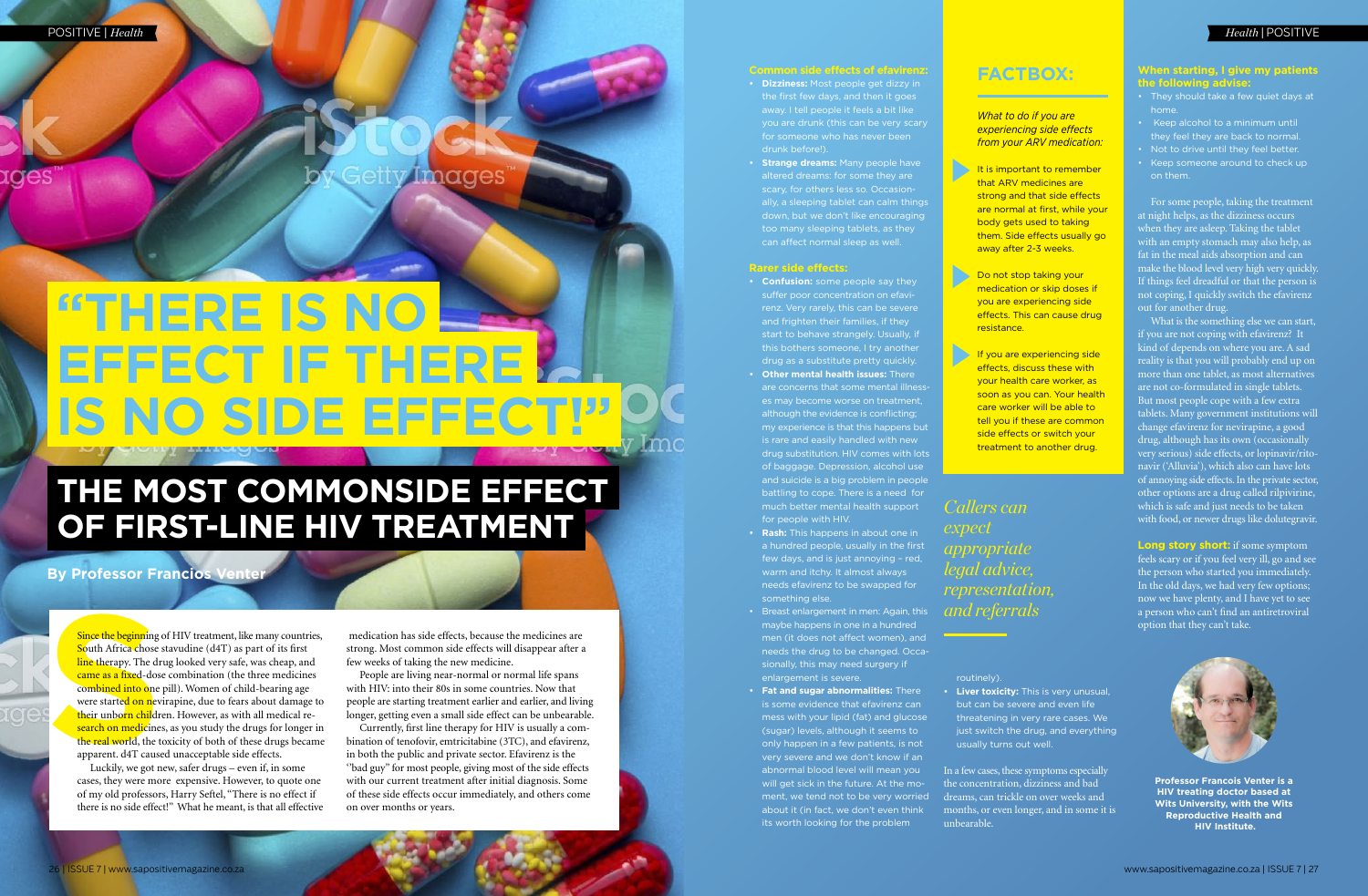# "THERE IS NO EFFECT IF THERE IS NO SIDE EFFECT!"

## THE MOST COMMONSIDE EFFECT OF FIRST-LINE HIV TREATMENT

**By Professor Francios Venter**

Since the beginning of HIV treatment, like many countries, South Africa chose stavudine (d4T) as part of its first line therapy. The drug looked very safe, was cheap, and came as a fixed-dose combination (the three medicines combined into one pill). Women of child-bearing age were started on nevirapine, due to fears about damage to their unborn children. However, as with all medical research on medicines, as you study the drugs for longer in the real world, the toxicity of both of these drugs became apparent. d4T caused unacceptable side effects.

Luckily, we got new, safer drugs – even if, in some cases, they were more expensive. However, to quote one of my old professors, Harry Seftel, "There is no effect if there is no side effect!" What he meant, is that all effective medication has side effects, because the medicines are strong. Most common side effects will disappear after a few weeks of taking the new medicine.

People are living near-normal or normal life spans with HIV: into their 80s in some countries. Now that people are starting treatment earlier and earlier, and living longer, getting even a small side effect can be unbearable.

Currently, first line therapy for HIV is usually a combination of tenofovir, emtricitabine (3TC), and efavirenz, in both the public and private sector. Efavirenz is the "bad guy" for most people, giving most of the side effects with our current treatment after initial diagnosis. Some of these side effects occur immediately, and others come on over months or years.

**Common side effects of efavirenz:**

- **Dizziness:** Most people get dizzy in the first few days, and then it goes away. I tell people it feels a bit like you are drunk (this can be very scary for someone who has never been drunk before!).
- **Strange dreams:** Many people have altered dreams: for some they are scary, for others less so. Occasionally, a sleeping tablet can calm things down, but we don't like encouraging too many sleeping tablets, as they can affect normal sleep as well.

**Rarer side effects:**

- **Confusion:** some people say they suffer poor concentration on efavirenz. Very rarely, this can be severe and frighten their families, if they start to behave strangely. Usually, if this bothers someone, I try another drug as a substitute pretty quickly.
- **Other mental health issues:** There are concerns that some mental illnesses may become worse on treatment, although the evidence is conflicting; my experience is that this happens but is rare and easily handled with new drug substitution. HIV comes with lots of baggage. Depression, alcohol use and suicide is a big problem in people battling to cope. There is a need for much better mental health support for people with HIV.
- **Rash:** This happens in about one in a hundred people, usually in the first few days, and is just annoying – red, warm and itchy. It almost always needs efavirenz to be swapped for something else.
- Breast enlargement in men: Again, this maybe happens in one in a hundred men (it does not affect women), and needs the drug to be changed. Occasionally, this may need surgery if enlargement is severe.
- **Fat and sugar abnormalities:** There is some evidence that efavirenz can mess with your lipid (fat) and glucose (sugar) levels, although it seems to only happen in a few patients, is not very severe and we don't know if an abnormal blood level will mean you will get sick in the future. At the moment, we tend not to be very worried about it (in fact, we don't even think its worth looking for the problem routinely).
- **Liver toxicity:** This is very unusual, but can be severe and even life threatening in very rare cases. We just switch the drug, and everything usually turns out well.

In a few cases, these symptoms especially the concentration, dizziness and bad dreams, can trickle on over weeks and months, or even longer, and in some it is unbearable.

## FACTBOX:

*What to do if you are experiencing side effects from your ARV medication:*

- It is important to remember that ARV medicines are strong and that side effects are normal at first, while your body gets used to taking them. Side effects usually go away after 2-3 weeks.
- Do not stop taking your medication or skip doses if you are experiencing side effects. This can cause drug resistance.
- If you are experiencing side effects, discuss these with your health care worker, as soon as you can. Your health care worker will be able to tell you if these are common side effects or switch your treatment to another drug.

*Callers can expect appropriate legal advice, representation, and referrals*

**When starting, I give my patients the following advise:**

- They should take a few quiet days at home.
- Keep alcohol to a minimum until they feel they are back to normal.
- Not to drive until they feel better.
- Keep someone around to check up on them.

For some people, taking the treatment at night helps, as the dizziness occurs when they are asleep. Taking the tablet with an empty stomach may also help, as fat in the meal aids absorption and can make the blood level very high very quickly. If things feel dreadful or that the person is not coping, I quickly switch the efavirenz out for another drug.

What is the something else we can start, if you are not coping with efavirenz? It kind of depends on where you are. A sad reality is that you will probably end up on more than one tablet, as most alternatives are not co-formulated in single tablets. But most people cope with a few extra tablets. Many government institutions will change efavirenz for nevirapine, a good drug, although has its own (occasionally very serious) side effects, or lopinavir/ritonavir ('Alluvia'), which also can have lots of annoying side effects. In the private sector, other options are a drug called rilpivirine, which is safe and just needs to be taken with food, or newer drugs like dolutegravir.

**Long story short:** if some symptom feels scary or if you feel very ill, go and see the person who started you immediately. In the old days, we had very few options; now we have plenty, and I have yet to see a person who can't find an antiretroviral option that they can't take.

**Professor Francois Venter is a HIV treating doctor based at Wits University, with the Wits Reproductive Health and HIV Institute.**